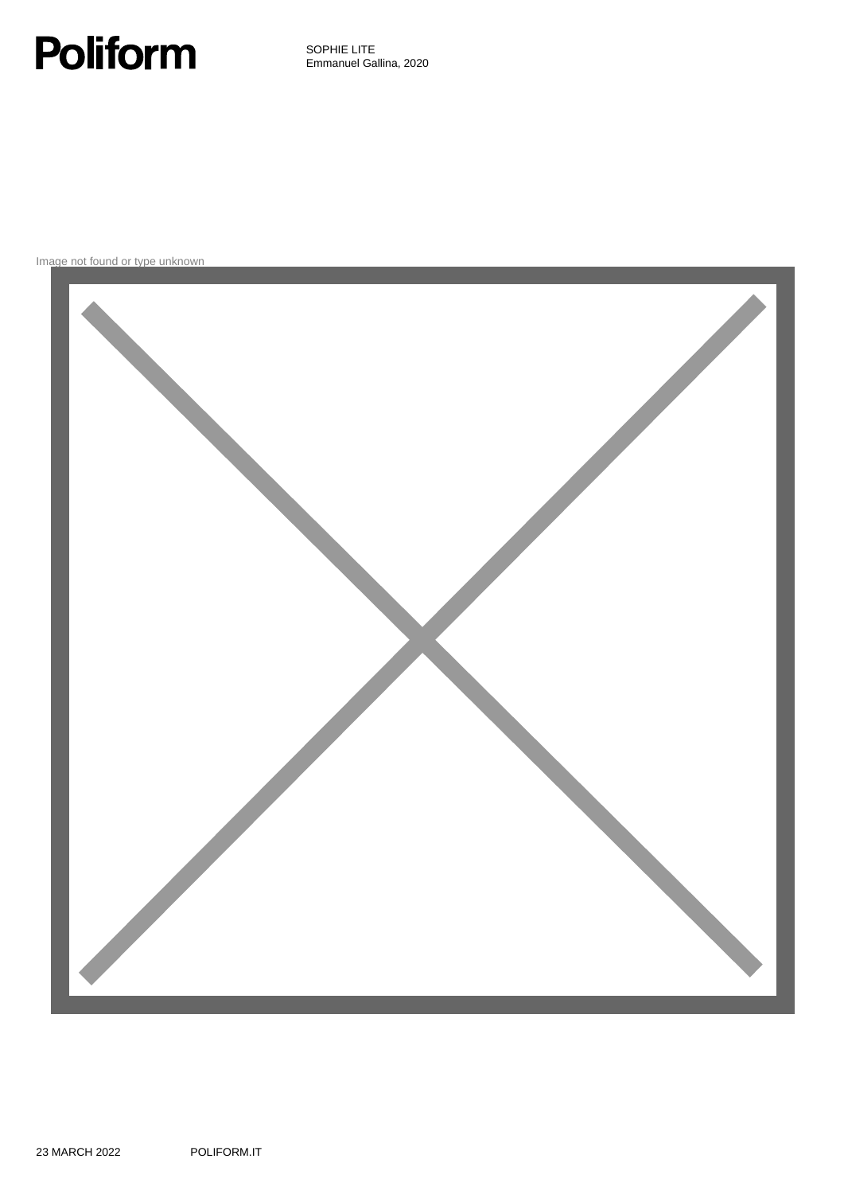# Poliform

SOPHIE LITE
Emmanuel Gallina, 2020

Image not found or type unknown

23 MARCH 2022 POLIFORM.IT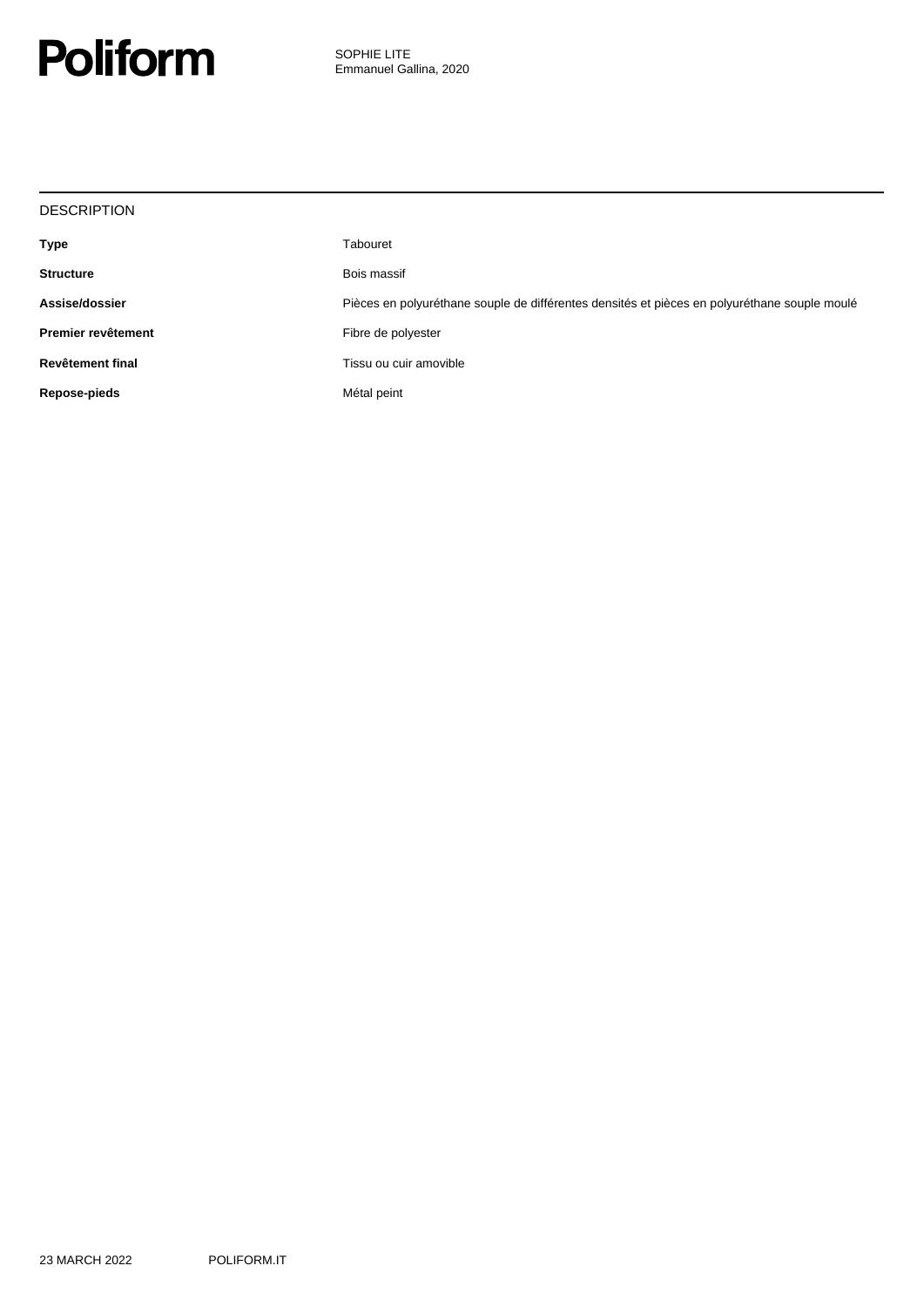# Poliform

SOPHIE LITE
Emmanuel Gallina, 2020

## DESCRIPTION

| | |
|---|---|
| **Type** | Tabouret |
| **Structure** | Bois massif |
| **Assise/dossier** | Pièces en polyuréthane souple de différentes densités et pièces en polyuréthane souple moulé |
| **Premier revêtement** | Fibre de polyester |
| **Revêtement final** | Tissu ou cuir amovible |
| **Repose-pieds** | Métal peint |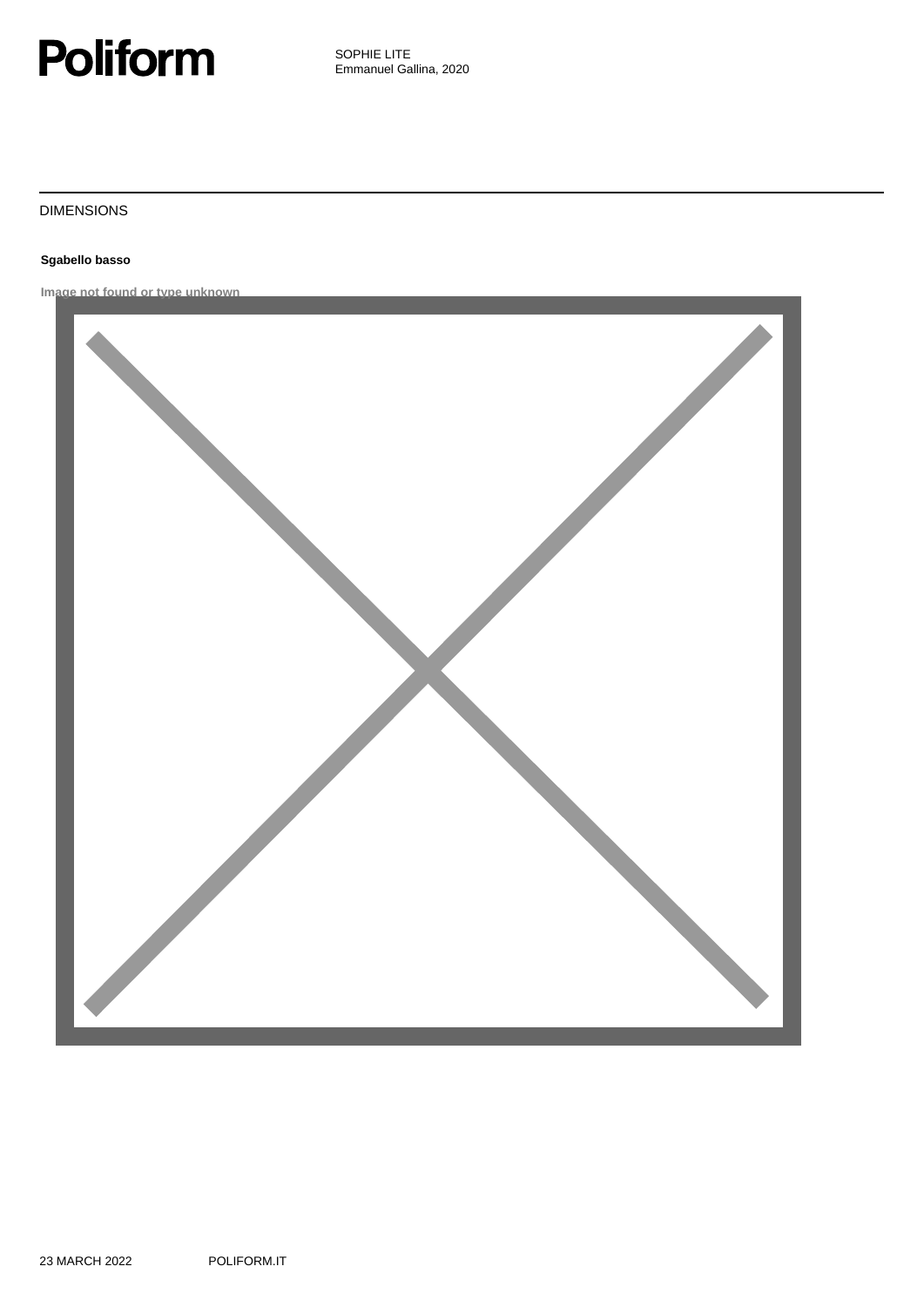Poliform

SOPHIE LITE
Emmanuel Gallina, 2020

DIMENSIONS

**Sgabello basso**

Image not found or type unknown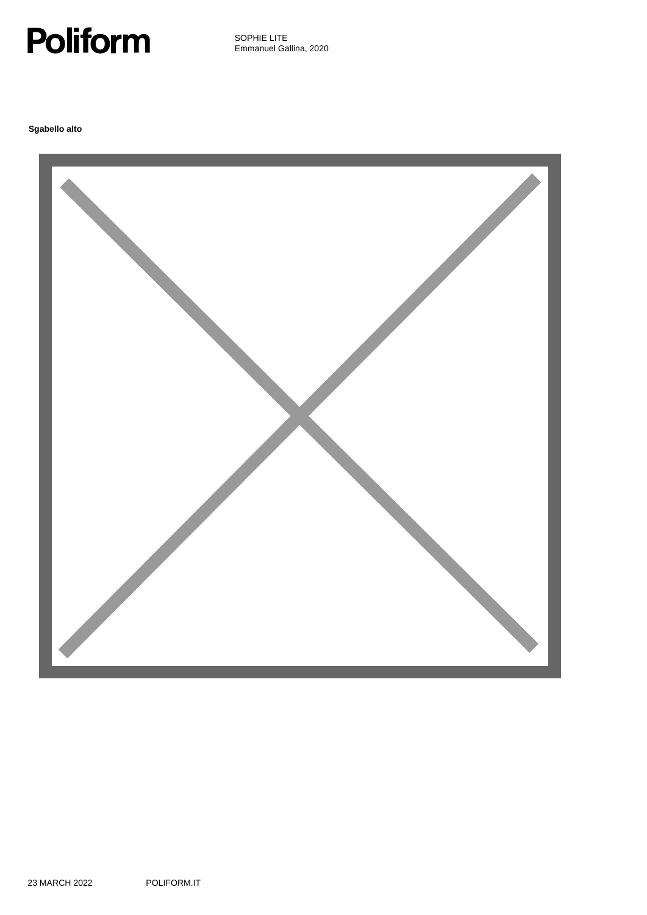**Sgabello alto**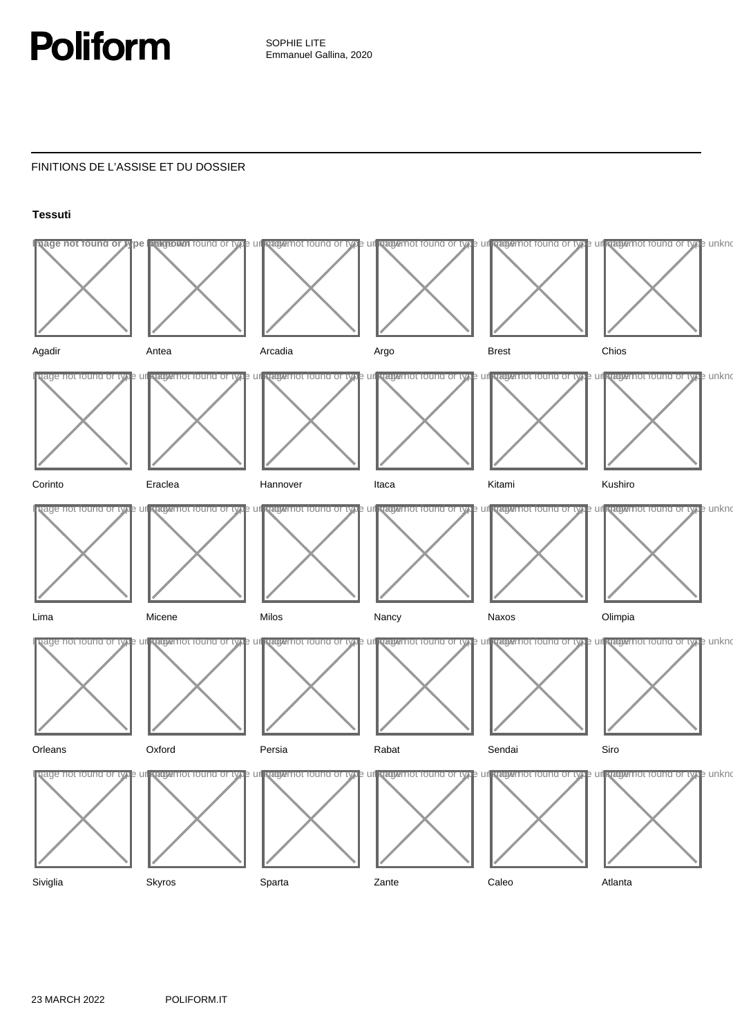SOPHIE LITE
Emmanuel Gallina, 2020

FINITIONS DE L'ASSISE ET DU DOSSIER

**Tessuti**

| | | | | | |
|---|---|---|---|---|---|
| Agadir | Antea | Arcadia | Argo | Brest | Chios |
| Corinto | Eraclea | Hannover | Itaca | Kitami | Kushiro |
| Lima | Micene | Milos | Nancy | Naxos | Olimpia |
| Orleans | Oxford | Persia | Rabat | Sendai | Siro |
| Siviglia | Skyros | Sparta | Zante | Caleo | Atlanta |

23 MARCH 2022 POLIFORM.IT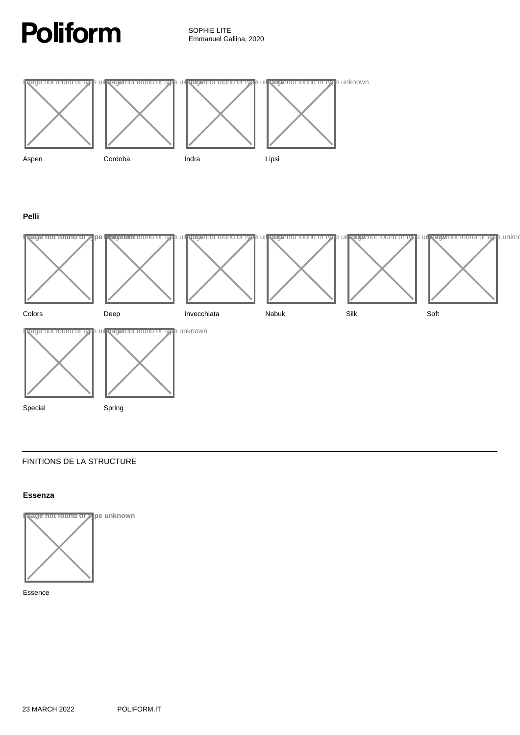Aspen

Cordoba

Indra

Lipsi

**Pelli**

Colors

Deep

Invecchiata

Nabuk

Silk

Soft

Special

Spring

---

FINITIONS DE LA STRUCTURE

**Essenza**

Essence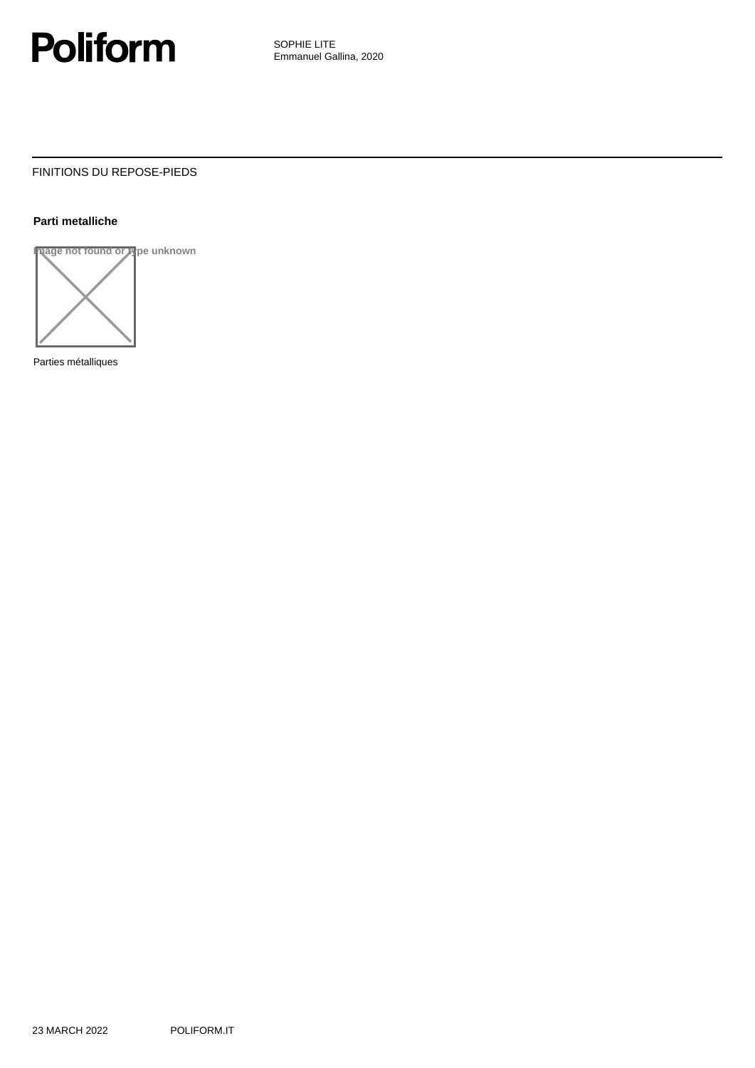## FINITIONS DU REPOSE-PIEDS

**Parti metalliche**

Parties métalliques